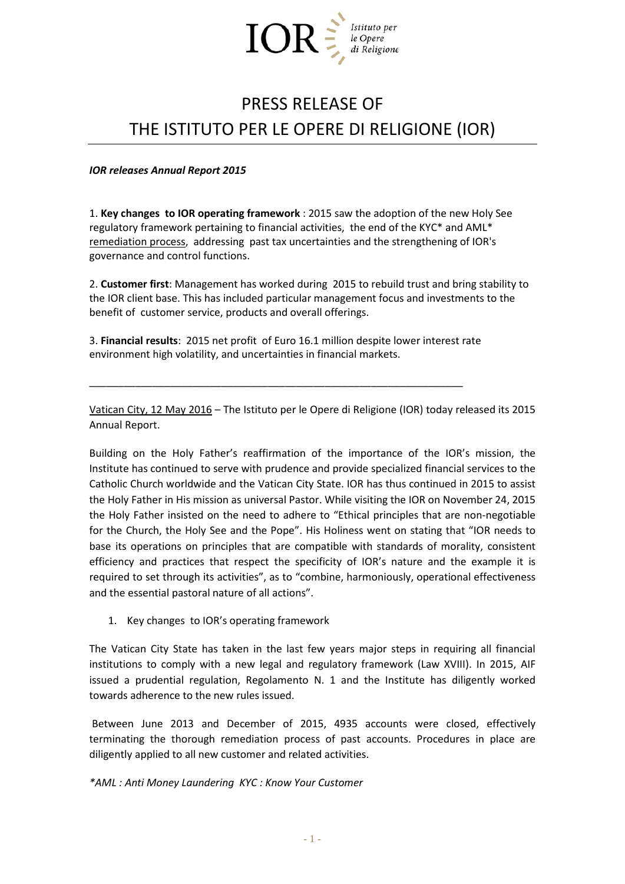IOR Istituto per le Opere di Religione

# PRESS RELEASE OF THE ISTITUTO PER LE OPERE DI RELIGIONE (IOR)

***IOR releases Annual Report 2015***

1. **Key changes to IOR operating framework** : 2015 saw the adoption of the new Holy See regulatory framework pertaining to financial activities, the end of the KYC* and AML* remediation process, addressing past tax uncertainties and the strengthening of IOR's governance and control functions.

2. **Customer first**: Management has worked during 2015 to rebuild trust and bring stability to the IOR client base. This has included particular management focus and investments to the benefit of customer service, products and overall offerings.

3. **Financial results**: 2015 net profit of Euro 16.1 million despite lower interest rate environment high volatility, and uncertainties in financial markets.

---

Vatican City, 12 May 2016 – The Istituto per le Opere di Religione (IOR) today released its 2015 Annual Report.

Building on the Holy Father's reaffirmation of the importance of the IOR's mission, the Institute has continued to serve with prudence and provide specialized financial services to the Catholic Church worldwide and the Vatican City State. IOR has thus continued in 2015 to assist the Holy Father in His mission as universal Pastor. While visiting the IOR on November 24, 2015 the Holy Father insisted on the need to adhere to "Ethical principles that are non-negotiable for the Church, the Holy See and the Pope". His Holiness went on stating that "IOR needs to base its operations on principles that are compatible with standards of morality, consistent efficiency and practices that respect the specificity of IOR's nature and the example it is required to set through its activities", as to "combine, harmoniously, operational effectiveness and the essential pastoral nature of all actions".

1. Key changes to IOR's operating framework

The Vatican City State has taken in the last few years major steps in requiring all financial institutions to comply with a new legal and regulatory framework (Law XVIII). In 2015, AIF issued a prudential regulation, Regolamento N. 1 and the Institute has diligently worked towards adherence to the new rules issued.

Between June 2013 and December of 2015, 4935 accounts were closed, effectively terminating the thorough remediation process of past accounts. Procedures in place are diligently applied to all new customer and related activities.

**AML : Anti Money Laundering KYC : Know Your Customer*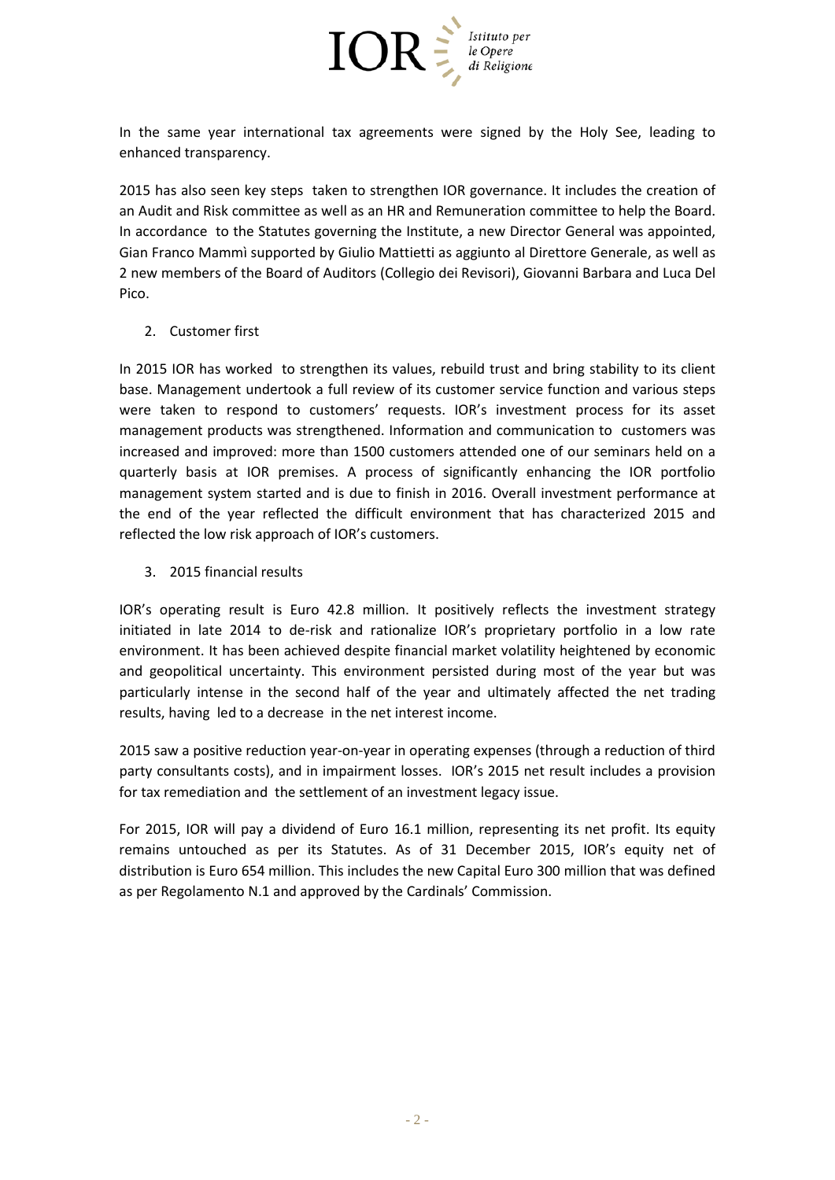In the same year international tax agreements were signed by the Holy See, leading to enhanced transparency.

2015 has also seen key steps taken to strengthen IOR governance. It includes the creation of an Audit and Risk committee as well as an HR and Remuneration committee to help the Board. In accordance to the Statutes governing the Institute, a new Director General was appointed, Gian Franco Mammì supported by Giulio Mattietti as aggiunto al Direttore Generale, as well as 2 new members of the Board of Auditors (Collegio dei Revisori), Giovanni Barbara and Luca Del Pico.

2. Customer first

In 2015 IOR has worked to strengthen its values, rebuild trust and bring stability to its client base. Management undertook a full review of its customer service function and various steps were taken to respond to customers' requests. IOR's investment process for its asset management products was strengthened. Information and communication to customers was increased and improved: more than 1500 customers attended one of our seminars held on a quarterly basis at IOR premises. A process of significantly enhancing the IOR portfolio management system started and is due to finish in 2016. Overall investment performance at the end of the year reflected the difficult environment that has characterized 2015 and reflected the low risk approach of IOR's customers.

3. 2015 financial results

IOR's operating result is Euro 42.8 million. It positively reflects the investment strategy initiated in late 2014 to de-risk and rationalize IOR's proprietary portfolio in a low rate environment. It has been achieved despite financial market volatility heightened by economic and geopolitical uncertainty. This environment persisted during most of the year but was particularly intense in the second half of the year and ultimately affected the net trading results, having led to a decrease in the net interest income.

2015 saw a positive reduction year-on-year in operating expenses (through a reduction of third party consultants costs), and in impairment losses. IOR's 2015 net result includes a provision for tax remediation and the settlement of an investment legacy issue.

For 2015, IOR will pay a dividend of Euro 16.1 million, representing its net profit. Its equity remains untouched as per its Statutes. As of 31 December 2015, IOR's equity net of distribution is Euro 654 million. This includes the new Capital Euro 300 million that was defined as per Regolamento N.1 and approved by the Cardinals' Commission.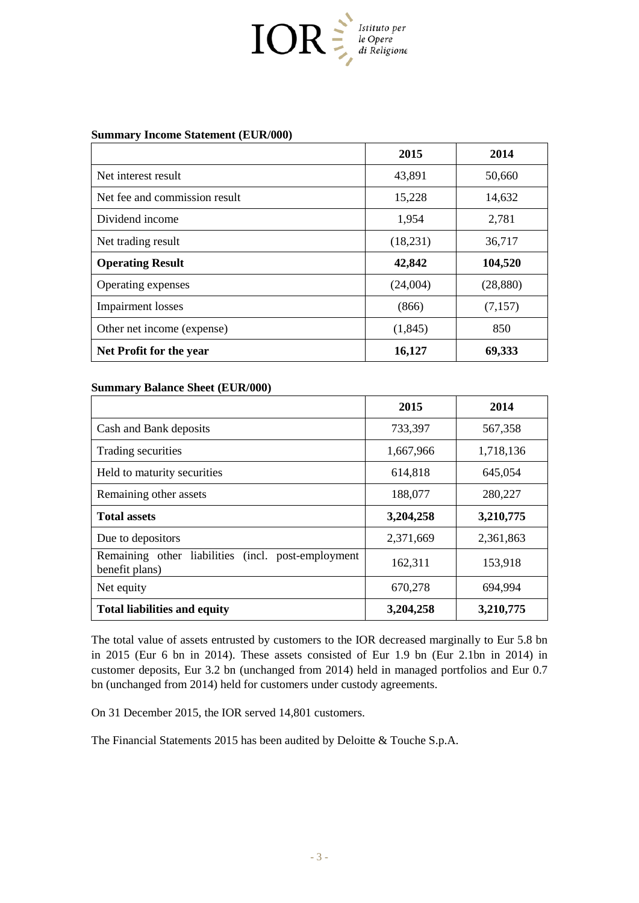**Summary Income Statement (EUR/000)**

| | 2015 | 2014 |
|---|---|---|
| Net interest result | 43,891 | 50,660 |
| Net fee and commission result | 15,228 | 14,632 |
| Dividend income | 1,954 | 2,781 |
| Net trading result | (18,231) | 36,717 |
| **Operating Result** | **42,842** | **104,520** |
| Operating expenses | (24,004) | (28,880) |
| Impairment losses | (866) | (7,157) |
| Other net income (expense) | (1,845) | 850 |
| **Net Profit for the year** | **16,127** | **69,333** |

**Summary Balance Sheet (EUR/000)**

| | 2015 | 2014 |
|---|---|---|
| Cash and Bank deposits | 733,397 | 567,358 |
| Trading securities | 1,667,966 | 1,718,136 |
| Held to maturity securities | 614,818 | 645,054 |
| Remaining other assets | 188,077 | 280,227 |
| **Total assets** | **3,204,258** | **3,210,775** |
| Due to depositors | 2,371,669 | 2,361,863 |
| Remaining other liabilities (incl. post-employment benefit plans) | 162,311 | 153,918 |
| Net equity | 670,278 | 694,994 |
| **Total liabilities and equity** | **3,204,258** | **3,210,775** |

The total value of assets entrusted by customers to the IOR decreased marginally to Eur 5.8 bn in 2015 (Eur 6 bn in 2014). These assets consisted of Eur 1.9 bn (Eur 2.1bn in 2014) in customer deposits, Eur 3.2 bn (unchanged from 2014) held in managed portfolios and Eur 0.7 bn (unchanged from 2014) held for customers under custody agreements.

On 31 December 2015, the IOR served 14,801 customers.

The Financial Statements 2015 has been audited by Deloitte & Touche S.p.A.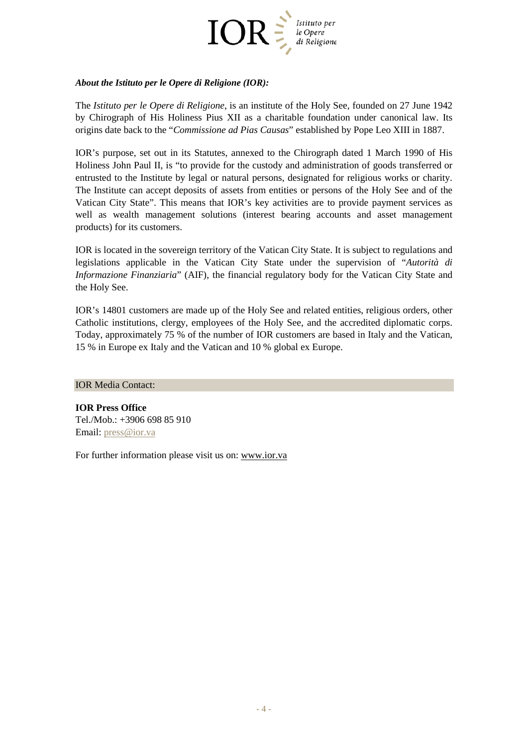***About the Istituto per le Opere di Religione (IOR):***

The *Istituto per le Opere di Religione*, is an institute of the Holy See, founded on 27 June 1942 by Chirograph of His Holiness Pius XII as a charitable foundation under canonical law. Its origins date back to the "*Commissione ad Pias Causas*" established by Pope Leo XIII in 1887.

IOR's purpose, set out in its Statutes, annexed to the Chirograph dated 1 March 1990 of His Holiness John Paul II, is "to provide for the custody and administration of goods transferred or entrusted to the Institute by legal or natural persons, designated for religious works or charity. The Institute can accept deposits of assets from entities or persons of the Holy See and of the Vatican City State". This means that IOR's key activities are to provide payment services as well as wealth management solutions (interest bearing accounts and asset management products) for its customers.

IOR is located in the sovereign territory of the Vatican City State. It is subject to regulations and legislations applicable in the Vatican City State under the supervision of "*Autorità di Informazione Finanziaria*" (AIF), the financial regulatory body for the Vatican City State and the Holy See.

IOR's 14801 customers are made up of the Holy See and related entities, religious orders, other Catholic institutions, clergy, employees of the Holy See, and the accredited diplomatic corps. Today, approximately 75 % of the number of IOR customers are based in Italy and the Vatican, 15 % in Europe ex Italy and the Vatican and 10 % global ex Europe.

IOR Media Contact:

**IOR Press Office**
Tel./Mob.: +3906 698 85 910
Email: press@ior.va

For further information please visit us on: www.ior.va